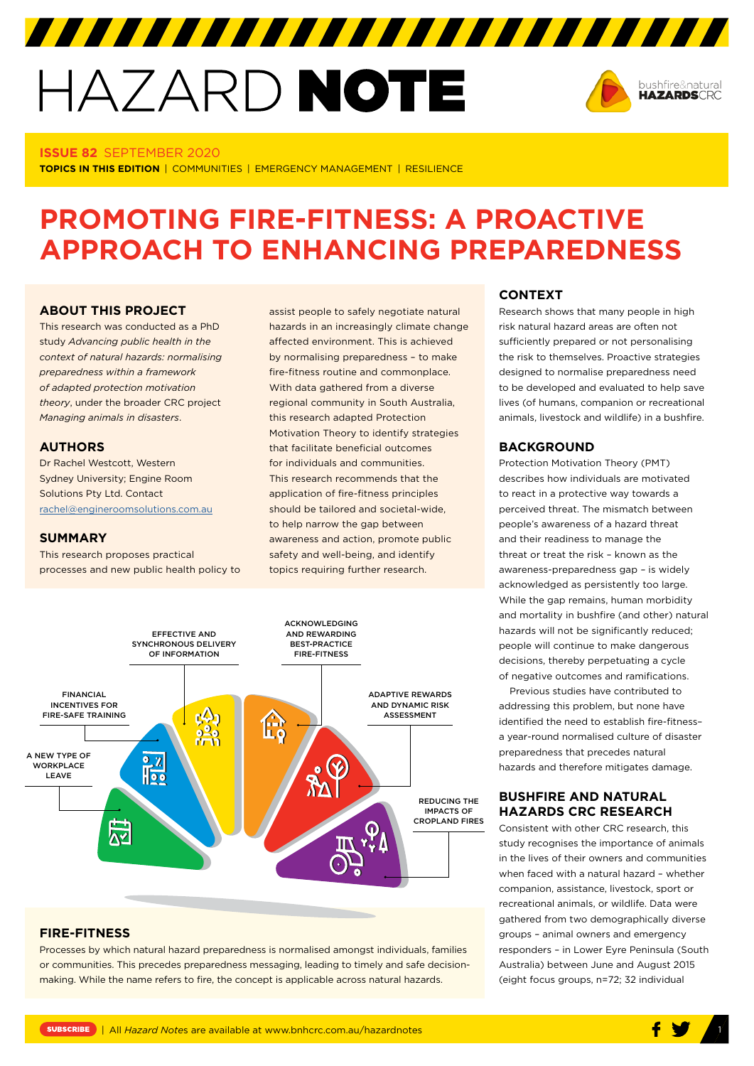# HAZARD NOTE

**ISSUE 82** SEPTEMBER 2020

**TOPICS IN THIS EDITION** | COMMUNITIES | EMERGENCY MANAGEMENT | RESILIENCE

# PROMOTING FIRE-FITNESS: A PROACTIVE APPROACH TO ENHANCING PREPAREDNESS

## ABOUT THIS PROJECT

This research was conducted as a PhD study *Advancing public health in the context of natural hazards: normalising preparedness within a framework of adapted protection motivation theory*, under the broader CRC project *Managing animals in disasters*.

## AUTHORS

Dr Rachel Westcott, Western Sydney University; Engine Room Solutions Pty Ltd. Contact rachel@engineroomsolutions.com.au

## SUMMARY

This research proposes practical processes and new public health policy to assist people to safely negotiate natural hazards in an increasingly climate change affected environment. This is achieved by normalising preparedness – to make fire-fitness routine and commonplace. With data gathered from a diverse regional community in South Australia, this research adapted Protection Motivation Theory to identify strategies that facilitate beneficial outcomes for individuals and communities. This research recommends that the application of fire-fitness principles should be tailored and societal-wide, to help narrow the gap between awareness and action, promote public safety and well-being, and identify topics requiring further research.

- A NEW TYPE OF WORKPLACE LEAVE
- FINANCIAL INCENTIVES FOR FIRE-SAFE TRAINING
- EFFECTIVE AND SYNCHRONOUS DELIVERY OF INFORMATION
- ACKNOWLEDGING AND REWARDING BEST-PRACTICE FIRE-FITNESS
- ADAPTIVE REWARDS AND DYNAMIC RISK ASSESSMENT
- REDUCING THE IMPACTS OF CROPLAND FIRES

## FIRE-FITNESS

Processes by which natural hazard preparedness is normalised amongst individuals, families or communities. This precedes preparedness messaging, leading to timely and safe decision-making. While the name refers to fire, the concept is applicable across natural hazards.

## CONTEXT

Research shows that many people in high risk natural hazard areas are often not sufficiently prepared or not personalising the risk to themselves. Proactive strategies designed to normalise preparedness need to be developed and evaluated to help save lives (of humans, companion or recreational animals, livestock and wildlife) in a bushfire.

## BACKGROUND

Protection Motivation Theory (PMT) describes how individuals are motivated to react in a protective way towards a perceived threat. The mismatch between people's awareness of a hazard threat and their readiness to manage the threat or treat the risk – known as the awareness-preparedness gap – is widely acknowledged as persistently too large. While the gap remains, human morbidity and mortality in bushfire (and other) natural hazards will not be significantly reduced; people will continue to make dangerous decisions, thereby perpetuating a cycle of negative outcomes and ramifications.

Previous studies have contributed to addressing this problem, but none have identified the need to establish fire-fitness–a year-round normalised culture of disaster preparedness that precedes natural hazards and therefore mitigates damage.

## BUSHFIRE AND NATURAL HAZARDS CRC RESEARCH

Consistent with other CRC research, this study recognises the importance of animals in the lives of their owners and communities when faced with a natural hazard – whether companion, assistance, livestock, sport or recreational animals, or wildlife. Data were gathered from two demographically diverse groups – animal owners and emergency responders – in Lower Eyre Peninsula (South Australia) between June and August 2015 (eight focus groups, n=72; 32 individual

SUBSCRIBE | All *Hazard Notes* are available at www.bnhcrc.com.au/hazardnotes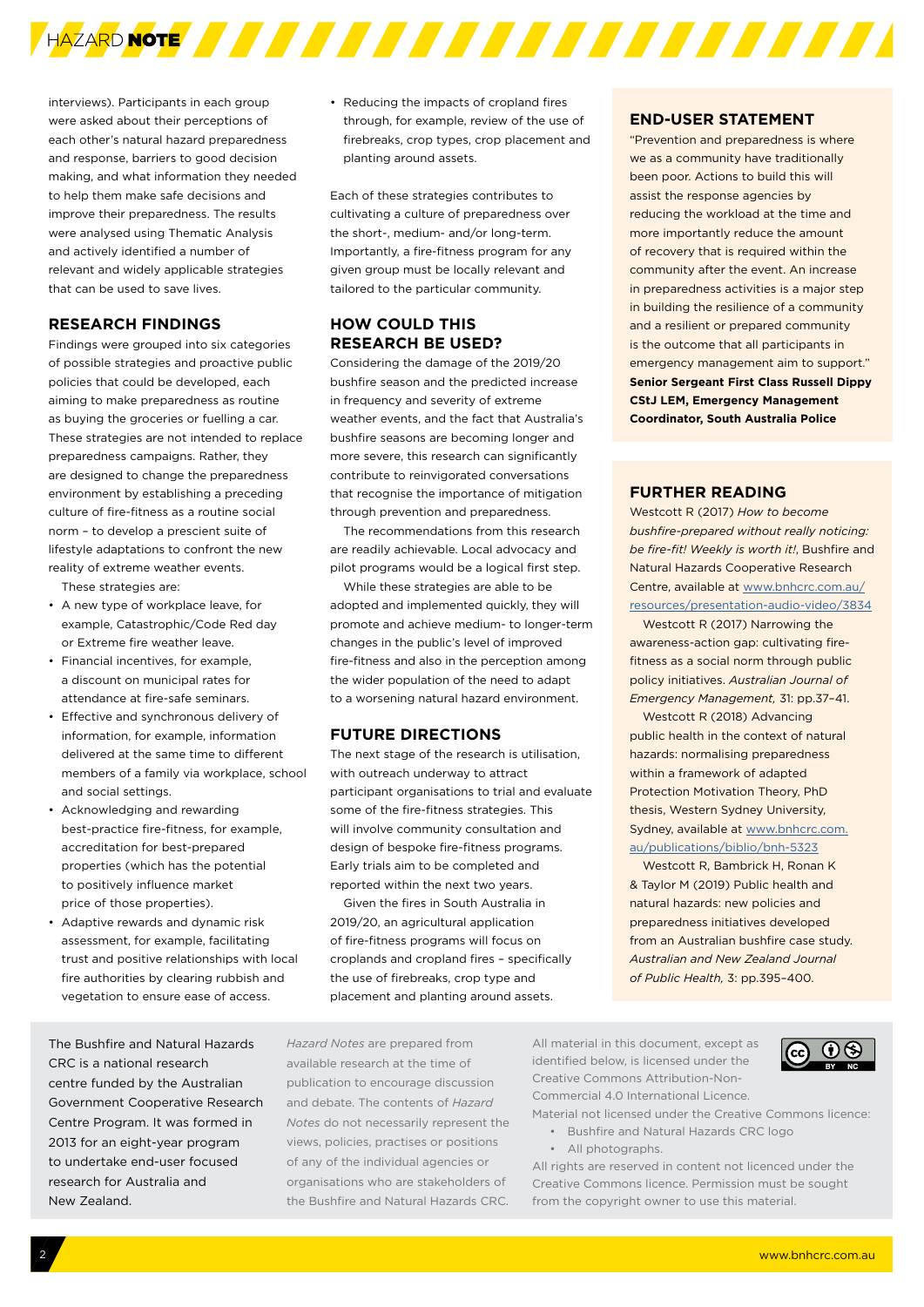interviews). Participants in each group were asked about their perceptions of each other's natural hazard preparedness and response, barriers to good decision making, and what information they needed to help them make safe decisions and improve their preparedness. The results were analysed using Thematic Analysis and actively identified a number of relevant and widely applicable strategies that can be used to save lives.

## RESEARCH FINDINGS

Findings were grouped into six categories of possible strategies and proactive public policies that could be developed, each aiming to make preparedness as routine as buying the groceries or fuelling a car. These strategies are not intended to replace preparedness campaigns. Rather, they are designed to change the preparedness environment by establishing a preceding culture of fire-fitness as a routine social norm – to develop a prescient suite of lifestyle adaptations to confront the new reality of extreme weather events.

These strategies are:

- A new type of workplace leave, for example, Catastrophic/Code Red day or Extreme fire weather leave.
- Financial incentives, for example, a discount on municipal rates for attendance at fire-safe seminars.
- Effective and synchronous delivery of information, for example, information delivered at the same time to different members of a family via workplace, school and social settings.
- Acknowledging and rewarding best-practice fire-fitness, for example, accreditation for best-prepared properties (which has the potential to positively influence market price of those properties).
- Adaptive rewards and dynamic risk assessment, for example, facilitating trust and positive relationships with local fire authorities by clearing rubbish and vegetation to ensure ease of access.
- Reducing the impacts of cropland fires through, for example, review of the use of firebreaks, crop types, crop placement and planting around assets.

Each of these strategies contributes to cultivating a culture of preparedness over the short-, medium- and/or long-term. Importantly, a fire-fitness program for any given group must be locally relevant and tailored to the particular community.

## HOW COULD THIS RESEARCH BE USED?

Considering the damage of the 2019/20 bushfire season and the predicted increase in frequency and severity of extreme weather events, and the fact that Australia's bushfire seasons are becoming longer and more severe, this research can significantly contribute to reinvigorated conversations that recognise the importance of mitigation through prevention and preparedness.

The recommendations from this research are readily achievable. Local advocacy and pilot programs would be a logical first step.

While these strategies are able to be adopted and implemented quickly, they will promote and achieve medium- to longer-term changes in the public's level of improved fire-fitness and also in the perception among the wider population of the need to adapt to a worsening natural hazard environment.

## FUTURE DIRECTIONS

The next stage of the research is utilisation, with outreach underway to attract participant organisations to trial and evaluate some of the fire-fitness strategies. This will involve community consultation and design of bespoke fire-fitness programs. Early trials aim to be completed and reported within the next two years.

Given the fires in South Australia in 2019/20, an agricultural application of fire-fitness programs will focus on croplands and cropland fires – specifically the use of firebreaks, crop type and placement and planting around assets.

## END-USER STATEMENT

"Prevention and preparedness is where we as a community have traditionally been poor. Actions to build this will assist the response agencies by reducing the workload at the time and more importantly reduce the amount of recovery that is required within the community after the event. An increase in preparedness activities is a major step in building the resilience of a community and a resilient or prepared community is the outcome that all participants in emergency management aim to support."

**Senior Sergeant First Class Russell Dippy CStJ LEM, Emergency Management Coordinator, South Australia Police**

## FURTHER READING

Westcott R (2017) *How to become bushfire-prepared without really noticing: be fire-fit! Weekly is worth it!*, Bushfire and Natural Hazards Cooperative Research Centre, available at www.bnhcrc.com.au/resources/presentation-audio-video/3834

Westcott R (2017) Narrowing the awareness-action gap: cultivating fire-fitness as a social norm through public policy initiatives. *Australian Journal of Emergency Management,* 31: pp.37–41.

Westcott R (2018) Advancing public health in the context of natural hazards: normalising preparedness within a framework of adapted Protection Motivation Theory, PhD thesis, Western Sydney University, Sydney, available at www.bnhcrc.com.au/publications/biblio/bnh-5323

Westcott R, Bambrick H, Ronan K & Taylor M (2019) Public health and natural hazards: new policies and preparedness initiatives developed from an Australian bushfire case study. *Australian and New Zealand Journal of Public Health,* 3: pp.395–400.

The Bushfire and Natural Hazards CRC is a national research centre funded by the Australian Government Cooperative Research Centre Program. It was formed in 2013 for an eight-year program to undertake end-user focused research for Australia and New Zealand.

*Hazard Notes* are prepared from available research at the time of publication to encourage discussion and debate. The contents of *Hazard Notes* do not necessarily represent the views, policies, practises or positions of any of the individual agencies or organisations who are stakeholders of the Bushfire and Natural Hazards CRC.

All material in this document, except as identified below, is licensed under the Creative Commons Attribution-Non-Commercial 4.0 International Licence.

Material not licensed under the Creative Commons licence:

- Bushfire and Natural Hazards CRC logo
- All photographs.

All rights are reserved in content not licenced under the Creative Commons licence. Permission must be sought from the copyright owner to use this material.